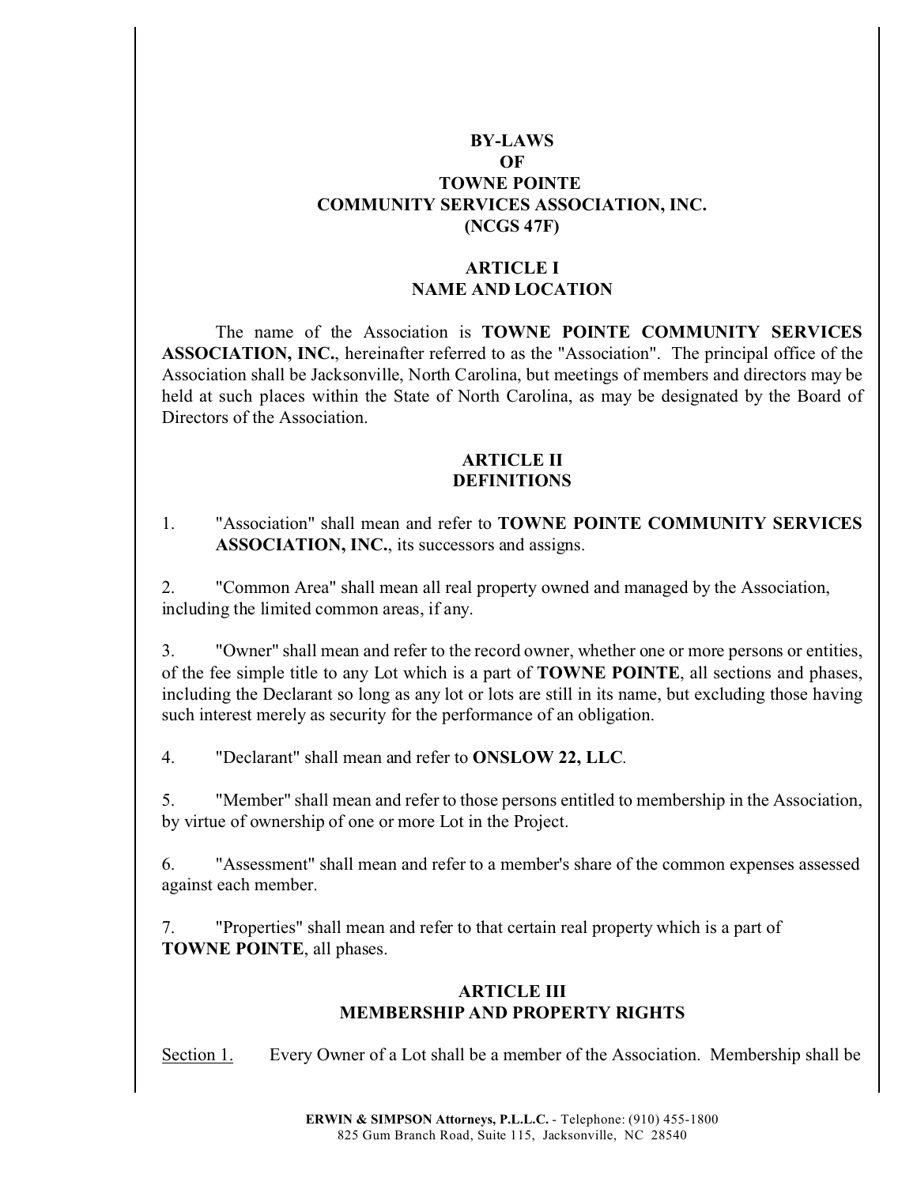# BY-LAWS
# OF
# TOWNE POINTE
# COMMUNITY SERVICES ASSOCIATION, INC.
# (NCGS 47F)

## ARTICLE I
## NAME AND LOCATION

The name of the Association is **TOWNE POINTE COMMUNITY SERVICES ASSOCIATION, INC.**, hereinafter referred to as the "Association". The principal office of the Association shall be Jacksonville, North Carolina, but meetings of members and directors may be held at such places within the State of North Carolina, as may be designated by the Board of Directors of the Association.

## ARTICLE II
## DEFINITIONS

1. "Association" shall mean and refer to **TOWNE POINTE COMMUNITY SERVICES ASSOCIATION, INC.**, its successors and assigns.

2. "Common Area" shall mean all real property owned and managed by the Association, including the limited common areas, if any.

3. "Owner" shall mean and refer to the record owner, whether one or more persons or entities, of the fee simple title to any Lot which is a part of **TOWNE POINTE**, all sections and phases, including the Declarant so long as any lot or lots are still in its name, but excluding those having such interest merely as security for the performance of an obligation.

4. "Declarant" shall mean and refer to **ONSLOW 22, LLC**.

5. "Member" shall mean and refer to those persons entitled to membership in the Association, by virtue of ownership of one or more Lot in the Project.

6. "Assessment" shall mean and refer to a member's share of the common expenses assessed against each member.

7. "Properties" shall mean and refer to that certain real property which is a part of **TOWNE POINTE**, all phases.

## ARTICLE III
## MEMBERSHIP AND PROPERTY RIGHTS

<u>Section 1.</u> Every Owner of a Lot shall be a member of the Association. Membership shall be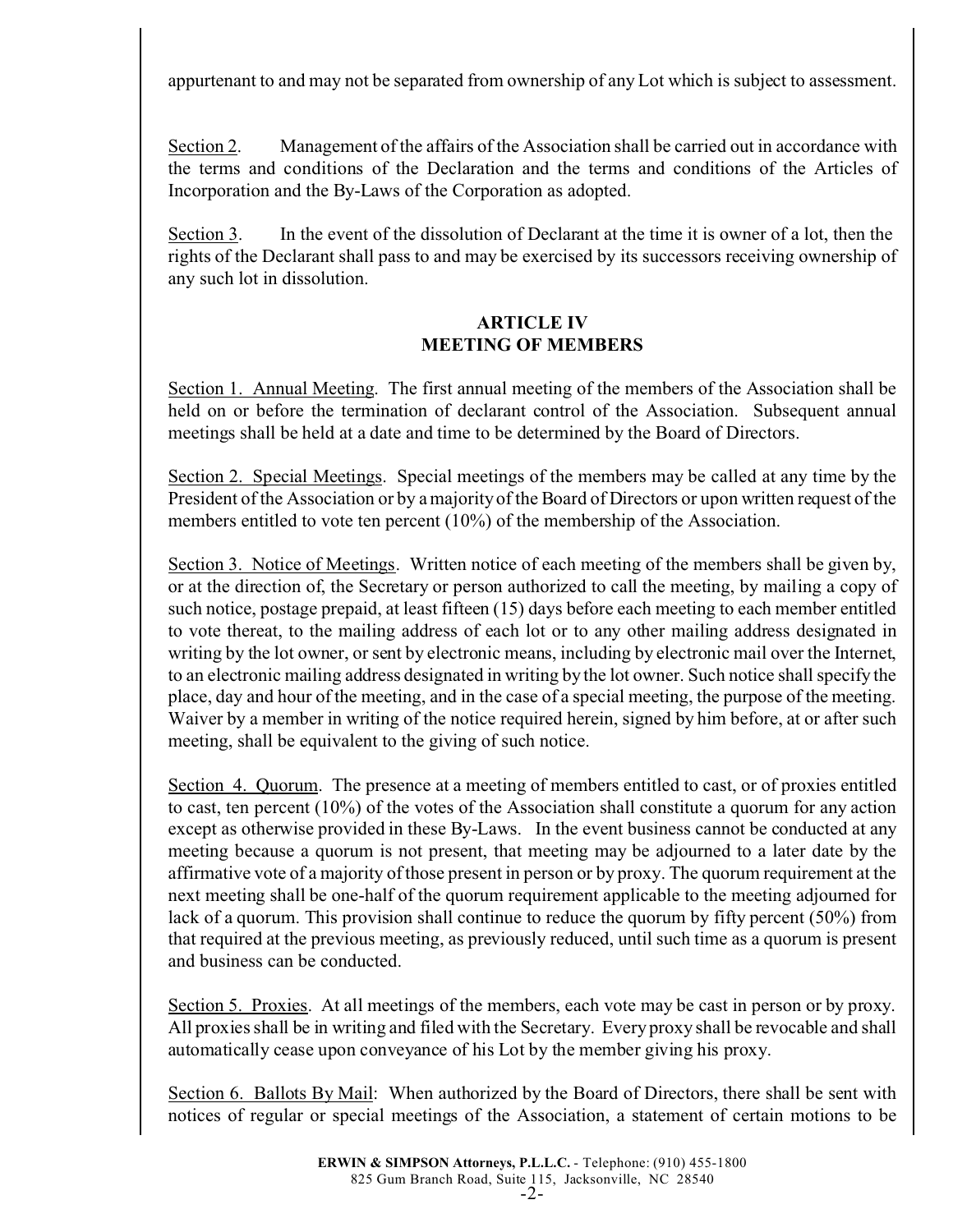appurtenant to and may not be separated from ownership of any Lot which is subject to assessment.

Section 2. Management of the affairs of the Association shall be carried out in accordance with the terms and conditions of the Declaration and the terms and conditions of the Articles of Incorporation and the By-Laws of the Corporation as adopted.

Section 3. In the event of the dissolution of Declarant at the time it is owner of a lot, then the rights of the Declarant shall pass to and may be exercised by its successors receiving ownership of any such lot in dissolution.

## ARTICLE IV
## MEETING OF MEMBERS

Section 1. Annual Meeting. The first annual meeting of the members of the Association shall be held on or before the termination of declarant control of the Association. Subsequent annual meetings shall be held at a date and time to be determined by the Board of Directors.

Section 2. Special Meetings. Special meetings of the members may be called at any time by the President of the Association or by a majority of the Board of Directors or upon written request of the members entitled to vote ten percent (10%) of the membership of the Association.

Section 3. Notice of Meetings. Written notice of each meeting of the members shall be given by, or at the direction of, the Secretary or person authorized to call the meeting, by mailing a copy of such notice, postage prepaid, at least fifteen (15) days before each meeting to each member entitled to vote thereat, to the mailing address of each lot or to any other mailing address designated in writing by the lot owner, or sent by electronic means, including by electronic mail over the Internet, to an electronic mailing address designated in writing by the lot owner. Such notice shall specify the place, day and hour of the meeting, and in the case of a special meeting, the purpose of the meeting. Waiver by a member in writing of the notice required herein, signed by him before, at or after such meeting, shall be equivalent to the giving of such notice.

Section 4. Quorum. The presence at a meeting of members entitled to cast, or of proxies entitled to cast, ten percent (10%) of the votes of the Association shall constitute a quorum for any action except as otherwise provided in these By-Laws. In the event business cannot be conducted at any meeting because a quorum is not present, that meeting may be adjourned to a later date by the affirmative vote of a majority of those present in person or by proxy. The quorum requirement at the next meeting shall be one-half of the quorum requirement applicable to the meeting adjourned for lack of a quorum. This provision shall continue to reduce the quorum by fifty percent (50%) from that required at the previous meeting, as previously reduced, until such time as a quorum is present and business can be conducted.

Section 5. Proxies. At all meetings of the members, each vote may be cast in person or by proxy. All proxies shall be in writing and filed with the Secretary. Every proxy shall be revocable and shall automatically cease upon conveyance of his Lot by the member giving his proxy.

Section 6. Ballots By Mail: When authorized by the Board of Directors, there shall be sent with notices of regular or special meetings of the Association, a statement of certain motions to be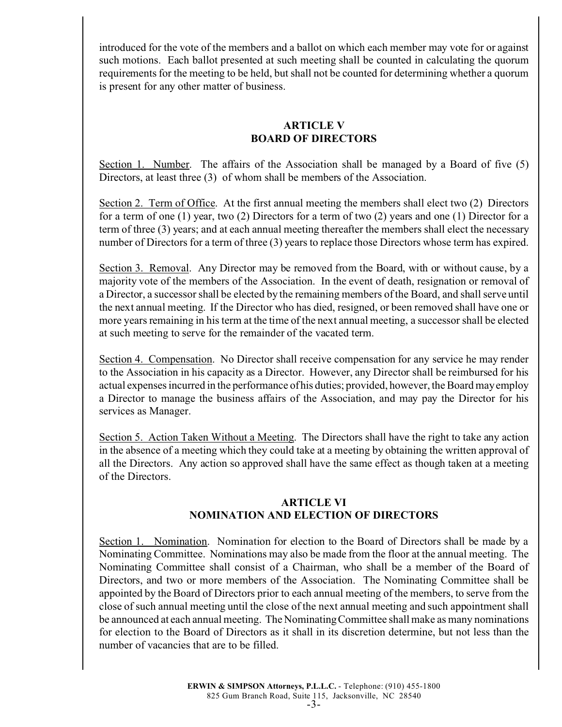introduced for the vote of the members and a ballot on which each member may vote for or against such motions. Each ballot presented at such meeting shall be counted in calculating the quorum requirements for the meeting to be held, but shall not be counted for determining whether a quorum is present for any other matter of business.

## ARTICLE V
## BOARD OF DIRECTORS

Section 1. Number. The affairs of the Association shall be managed by a Board of five (5) Directors, at least three (3) of whom shall be members of the Association.

Section 2. Term of Office. At the first annual meeting the members shall elect two (2) Directors for a term of one (1) year, two (2) Directors for a term of two (2) years and one (1) Director for a term of three (3) years; and at each annual meeting thereafter the members shall elect the necessary number of Directors for a term of three (3) years to replace those Directors whose term has expired.

Section 3. Removal. Any Director may be removed from the Board, with or without cause, by a majority vote of the members of the Association. In the event of death, resignation or removal of a Director, a successor shall be elected by the remaining members of the Board, and shall serve until the next annual meeting. If the Director who has died, resigned, or been removed shall have one or more years remaining in his term at the time of the next annual meeting, a successor shall be elected at such meeting to serve for the remainder of the vacated term.

Section 4. Compensation. No Director shall receive compensation for any service he may render to the Association in his capacity as a Director. However, any Director shall be reimbursed for his actual expenses incurred in the performance of his duties; provided, however, the Board may employ a Director to manage the business affairs of the Association, and may pay the Director for his services as Manager.

Section 5. Action Taken Without a Meeting. The Directors shall have the right to take any action in the absence of a meeting which they could take at a meeting by obtaining the written approval of all the Directors. Any action so approved shall have the same effect as though taken at a meeting of the Directors.

## ARTICLE VI
## NOMINATION AND ELECTION OF DIRECTORS

Section 1. Nomination. Nomination for election to the Board of Directors shall be made by a Nominating Committee. Nominations may also be made from the floor at the annual meeting. The Nominating Committee shall consist of a Chairman, who shall be a member of the Board of Directors, and two or more members of the Association. The Nominating Committee shall be appointed by the Board of Directors prior to each annual meeting of the members, to serve from the close of such annual meeting until the close of the next annual meeting and such appointment shall be announced at each annual meeting. The Nominating Committee shall make as many nominations for election to the Board of Directors as it shall in its discretion determine, but not less than the number of vacancies that are to be filled.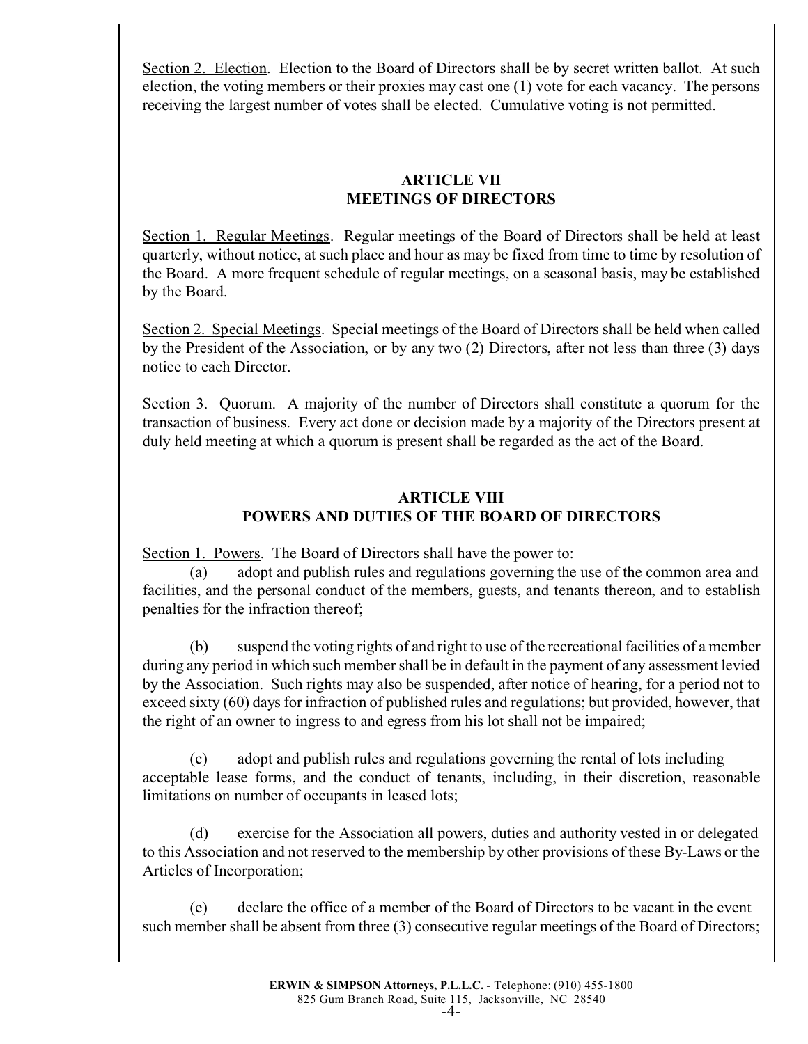<u>Section 2. Election</u>. Election to the Board of Directors shall be by secret written ballot. At such election, the voting members or their proxies may cast one (1) vote for each vacancy. The persons receiving the largest number of votes shall be elected. Cumulative voting is not permitted.

## ARTICLE VII
## MEETINGS OF DIRECTORS

<u>Section 1. Regular Meetings</u>. Regular meetings of the Board of Directors shall be held at least quarterly, without notice, at such place and hour as may be fixed from time to time by resolution of the Board. A more frequent schedule of regular meetings, on a seasonal basis, may be established by the Board.

<u>Section 2. Special Meetings</u>. Special meetings of the Board of Directors shall be held when called by the President of the Association, or by any two (2) Directors, after not less than three (3) days notice to each Director.

<u>Section 3. Quorum</u>. A majority of the number of Directors shall constitute a quorum for the transaction of business. Every act done or decision made by a majority of the Directors present at duly held meeting at which a quorum is present shall be regarded as the act of the Board.

## ARTICLE VIII
## POWERS AND DUTIES OF THE BOARD OF DIRECTORS

<u>Section 1. Powers</u>. The Board of Directors shall have the power to:

(a) adopt and publish rules and regulations governing the use of the common area and facilities, and the personal conduct of the members, guests, and tenants thereon, and to establish penalties for the infraction thereof;

(b) suspend the voting rights of and right to use of the recreational facilities of a member during any period in which such member shall be in default in the payment of any assessment levied by the Association. Such rights may also be suspended, after notice of hearing, for a period not to exceed sixty (60) days for infraction of published rules and regulations; but provided, however, that the right of an owner to ingress to and egress from his lot shall not be impaired;

(c) adopt and publish rules and regulations governing the rental of lots including acceptable lease forms, and the conduct of tenants, including, in their discretion, reasonable limitations on number of occupants in leased lots;

(d) exercise for the Association all powers, duties and authority vested in or delegated to this Association and not reserved to the membership by other provisions of these By-Laws or the Articles of Incorporation;

(e) declare the office of a member of the Board of Directors to be vacant in the event such member shall be absent from three (3) consecutive regular meetings of the Board of Directors;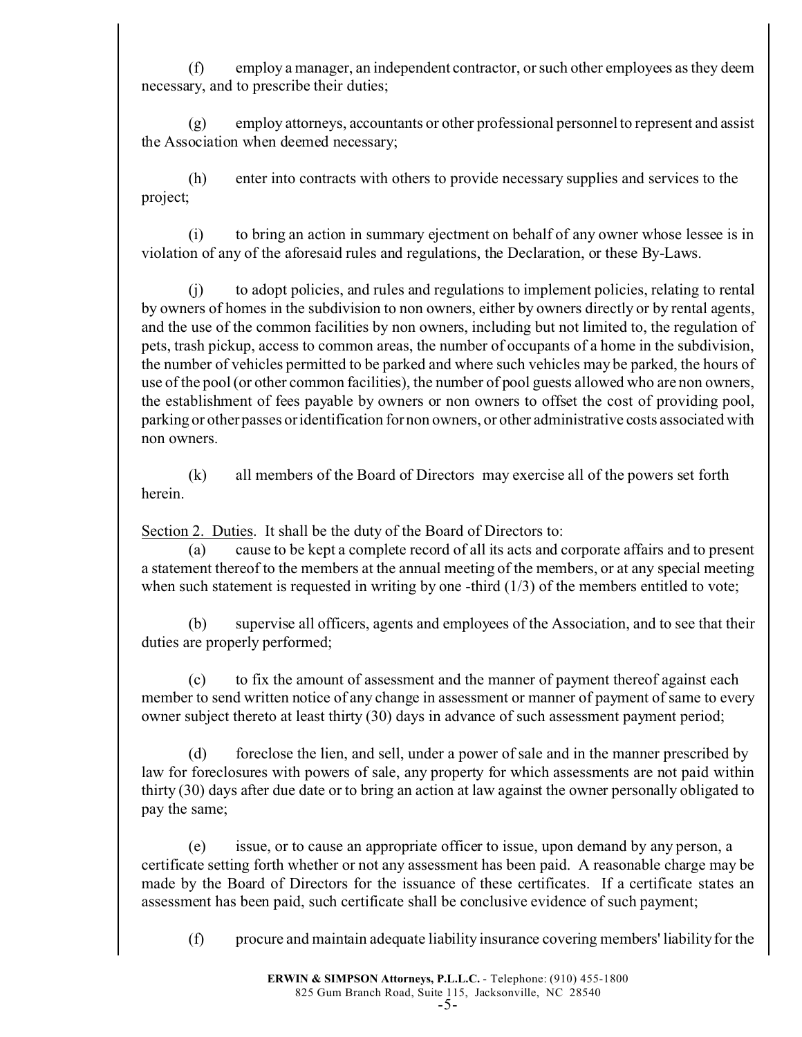(f) employ a manager, an independent contractor, or such other employees as they deem necessary, and to prescribe their duties;

(g) employ attorneys, accountants or other professional personnel to represent and assist the Association when deemed necessary;

(h) enter into contracts with others to provide necessary supplies and services to the project;

(i) to bring an action in summary ejectment on behalf of any owner whose lessee is in violation of any of the aforesaid rules and regulations, the Declaration, or these By-Laws.

(j) to adopt policies, and rules and regulations to implement policies, relating to rental by owners of homes in the subdivision to non owners, either by owners directly or by rental agents, and the use of the common facilities by non owners, including but not limited to, the regulation of pets, trash pickup, access to common areas, the number of occupants of a home in the subdivision, the number of vehicles permitted to be parked and where such vehicles may be parked, the hours of use of the pool (or other common facilities), the number of pool guests allowed who are non owners, the establishment of fees payable by owners or non owners to offset the cost of providing pool, parking or other passes or identification for non owners, or other administrative costs associated with non owners.

(k) all members of the Board of Directors may exercise all of the powers set forth herein.

Section 2. Duties. It shall be the duty of the Board of Directors to:

(a) cause to be kept a complete record of all its acts and corporate affairs and to present a statement thereof to the members at the annual meeting of the members, or at any special meeting when such statement is requested in writing by one -third (1/3) of the members entitled to vote;

(b) supervise all officers, agents and employees of the Association, and to see that their duties are properly performed;

(c) to fix the amount of assessment and the manner of payment thereof against each member to send written notice of any change in assessment or manner of payment of same to every owner subject thereto at least thirty (30) days in advance of such assessment payment period;

(d) foreclose the lien, and sell, under a power of sale and in the manner prescribed by law for foreclosures with powers of sale, any property for which assessments are not paid within thirty (30) days after due date or to bring an action at law against the owner personally obligated to pay the same;

(e) issue, or to cause an appropriate officer to issue, upon demand by any person, a certificate setting forth whether or not any assessment has been paid. A reasonable charge may be made by the Board of Directors for the issuance of these certificates. If a certificate states an assessment has been paid, such certificate shall be conclusive evidence of such payment;

(f) procure and maintain adequate liability insurance covering members' liability for the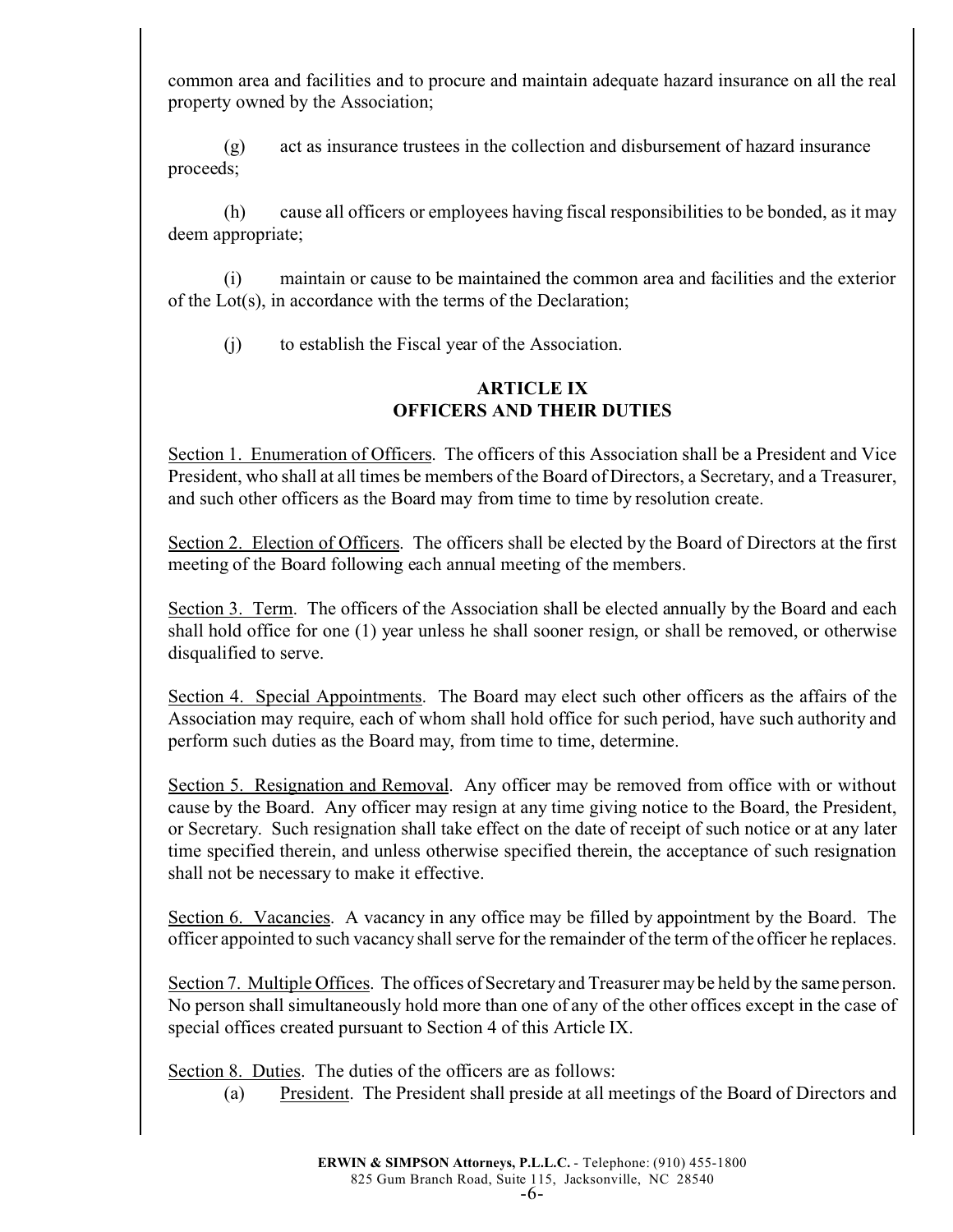common area and facilities and to procure and maintain adequate hazard insurance on all the real property owned by the Association;

(g) act as insurance trustees in the collection and disbursement of hazard insurance proceeds;

(h) cause all officers or employees having fiscal responsibilities to be bonded, as it may deem appropriate;

(i) maintain or cause to be maintained the common area and facilities and the exterior of the Lot(s), in accordance with the terms of the Declaration;

(j) to establish the Fiscal year of the Association.

## ARTICLE IX
## OFFICERS AND THEIR DUTIES

Section 1. Enumeration of Officers. The officers of this Association shall be a President and Vice President, who shall at all times be members of the Board of Directors, a Secretary, and a Treasurer, and such other officers as the Board may from time to time by resolution create.

Section 2. Election of Officers. The officers shall be elected by the Board of Directors at the first meeting of the Board following each annual meeting of the members.

Section 3. Term. The officers of the Association shall be elected annually by the Board and each shall hold office for one (1) year unless he shall sooner resign, or shall be removed, or otherwise disqualified to serve.

Section 4. Special Appointments. The Board may elect such other officers as the affairs of the Association may require, each of whom shall hold office for such period, have such authority and perform such duties as the Board may, from time to time, determine.

Section 5. Resignation and Removal. Any officer may be removed from office with or without cause by the Board. Any officer may resign at any time giving notice to the Board, the President, or Secretary. Such resignation shall take effect on the date of receipt of such notice or at any later time specified therein, and unless otherwise specified therein, the acceptance of such resignation shall not be necessary to make it effective.

Section 6. Vacancies. A vacancy in any office may be filled by appointment by the Board. The officer appointed to such vacancy shall serve for the remainder of the term of the officer he replaces.

Section 7. Multiple Offices. The offices of Secretary and Treasurer may be held by the same person. No person shall simultaneously hold more than one of any of the other offices except in the case of special offices created pursuant to Section 4 of this Article IX.

Section 8. Duties. The duties of the officers are as follows:

(a) President. The President shall preside at all meetings of the Board of Directors and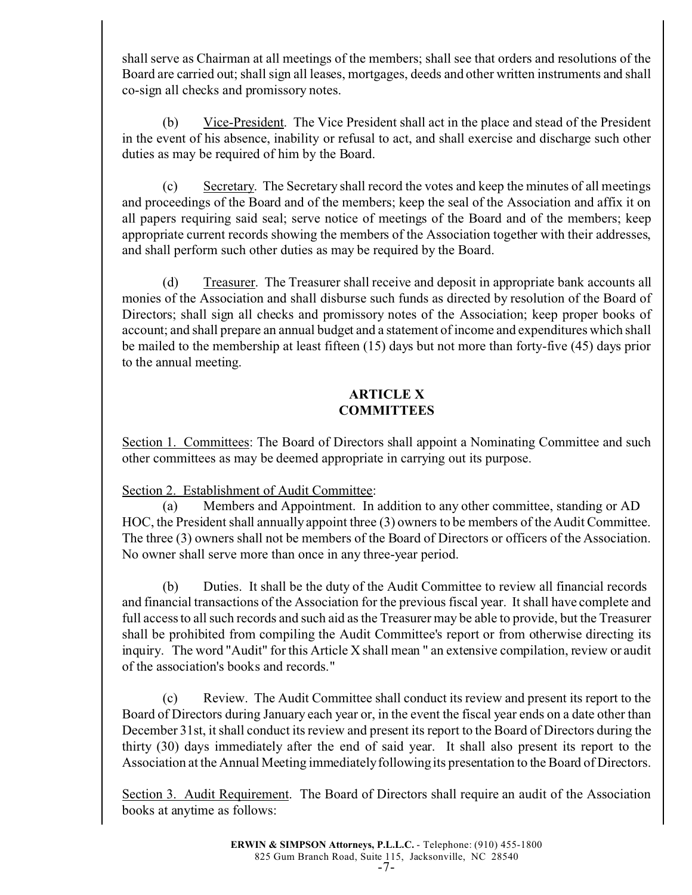shall serve as Chairman at all meetings of the members; shall see that orders and resolutions of the Board are carried out; shall sign all leases, mortgages, deeds and other written instruments and shall co-sign all checks and promissory notes.

(b) Vice-President. The Vice President shall act in the place and stead of the President in the event of his absence, inability or refusal to act, and shall exercise and discharge such other duties as may be required of him by the Board.

(c) Secretary. The Secretary shall record the votes and keep the minutes of all meetings and proceedings of the Board and of the members; keep the seal of the Association and affix it on all papers requiring said seal; serve notice of meetings of the Board and of the members; keep appropriate current records showing the members of the Association together with their addresses, and shall perform such other duties as may be required by the Board.

(d) Treasurer. The Treasurer shall receive and deposit in appropriate bank accounts all monies of the Association and shall disburse such funds as directed by resolution of the Board of Directors; shall sign all checks and promissory notes of the Association; keep proper books of account; and shall prepare an annual budget and a statement of income and expenditures which shall be mailed to the membership at least fifteen (15) days but not more than forty-five (45) days prior to the annual meeting.

## ARTICLE X
## COMMITTEES

Section 1. Committees: The Board of Directors shall appoint a Nominating Committee and such other committees as may be deemed appropriate in carrying out its purpose.

Section 2. Establishment of Audit Committee:

(a) Members and Appointment. In addition to any other committee, standing or AD HOC, the President shall annually appoint three (3) owners to be members of the Audit Committee. The three (3) owners shall not be members of the Board of Directors or officers of the Association. No owner shall serve more than once in any three-year period.

(b) Duties. It shall be the duty of the Audit Committee to review all financial records and financial transactions of the Association for the previous fiscal year. It shall have complete and full access to all such records and such aid as the Treasurer may be able to provide, but the Treasurer shall be prohibited from compiling the Audit Committee's report or from otherwise directing its inquiry. The word "Audit" for this Article X shall mean " an extensive compilation, review or audit of the association's books and records."

(c) Review. The Audit Committee shall conduct its review and present its report to the Board of Directors during January each year or, in the event the fiscal year ends on a date other than December 31st, it shall conduct its review and present its report to the Board of Directors during the thirty (30) days immediately after the end of said year. It shall also present its report to the Association at the Annual Meeting immediately following its presentation to the Board of Directors.

Section 3. Audit Requirement. The Board of Directors shall require an audit of the Association books at anytime as follows: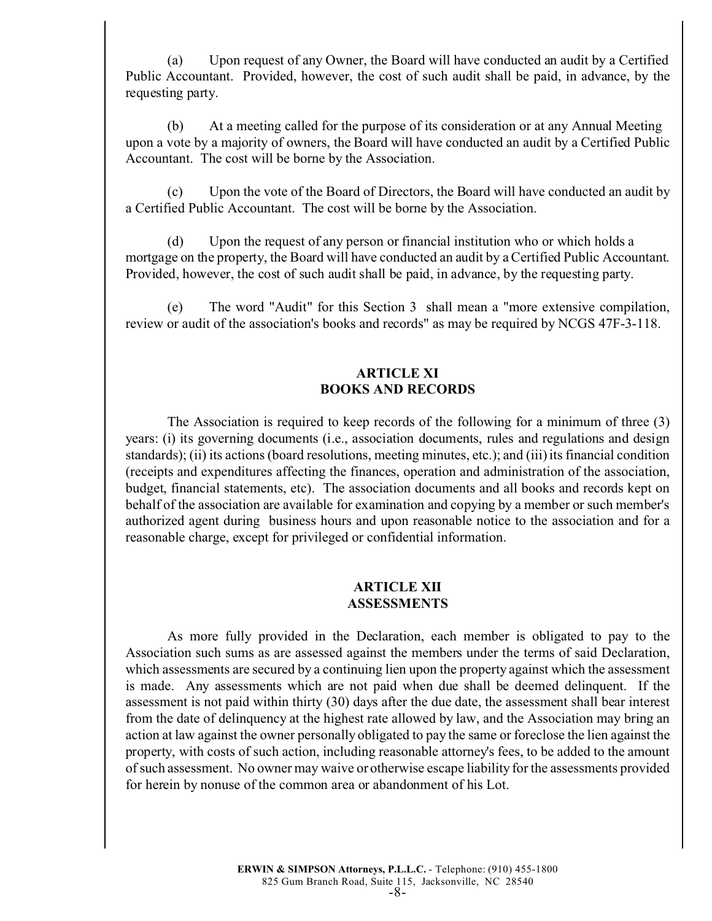(a) Upon request of any Owner, the Board will have conducted an audit by a Certified Public Accountant. Provided, however, the cost of such audit shall be paid, in advance, by the requesting party.

(b) At a meeting called for the purpose of its consideration or at any Annual Meeting upon a vote by a majority of owners, the Board will have conducted an audit by a Certified Public Accountant. The cost will be borne by the Association.

(c) Upon the vote of the Board of Directors, the Board will have conducted an audit by a Certified Public Accountant. The cost will be borne by the Association.

(d) Upon the request of any person or financial institution who or which holds a mortgage on the property, the Board will have conducted an audit by a Certified Public Accountant. Provided, however, the cost of such audit shall be paid, in advance, by the requesting party.

(e) The word "Audit" for this Section 3 shall mean a "more extensive compilation, review or audit of the association's books and records" as may be required by NCGS 47F-3-118.

## ARTICLE XI
## BOOKS AND RECORDS

The Association is required to keep records of the following for a minimum of three (3) years: (i) its governing documents (i.e., association documents, rules and regulations and design standards); (ii) its actions (board resolutions, meeting minutes, etc.); and (iii) its financial condition (receipts and expenditures affecting the finances, operation and administration of the association, budget, financial statements, etc). The association documents and all books and records kept on behalf of the association are available for examination and copying by a member or such member's authorized agent during business hours and upon reasonable notice to the association and for a reasonable charge, except for privileged or confidential information.

## ARTICLE XII
## ASSESSMENTS

As more fully provided in the Declaration, each member is obligated to pay to the Association such sums as are assessed against the members under the terms of said Declaration, which assessments are secured by a continuing lien upon the property against which the assessment is made. Any assessments which are not paid when due shall be deemed delinquent. If the assessment is not paid within thirty (30) days after the due date, the assessment shall bear interest from the date of delinquency at the highest rate allowed by law, and the Association may bring an action at law against the owner personally obligated to pay the same or foreclose the lien against the property, with costs of such action, including reasonable attorney's fees, to be added to the amount of such assessment. No owner may waive or otherwise escape liability for the assessments provided for herein by nonuse of the common area or abandonment of his Lot.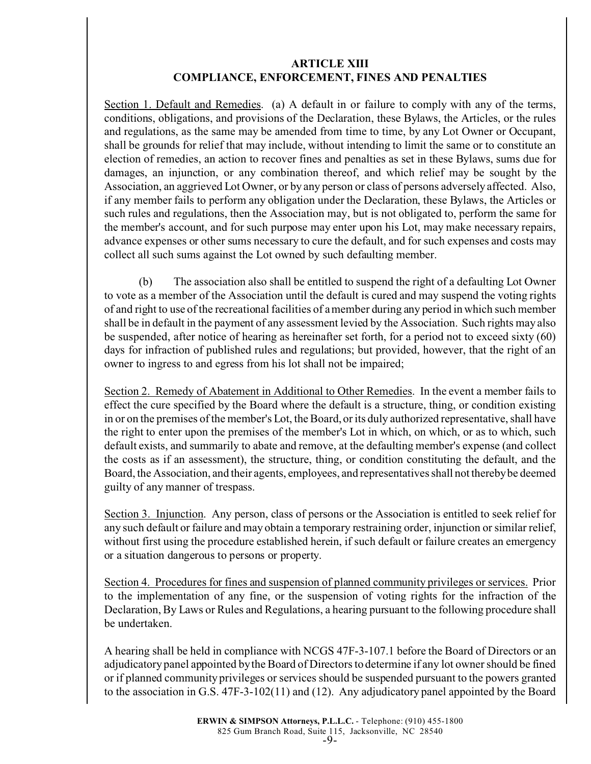## ARTICLE XIII
## COMPLIANCE, ENFORCEMENT, FINES AND PENALTIES

Section 1. Default and Remedies. (a) A default in or failure to comply with any of the terms, conditions, obligations, and provisions of the Declaration, these Bylaws, the Articles, or the rules and regulations, as the same may be amended from time to time, by any Lot Owner or Occupant, shall be grounds for relief that may include, without intending to limit the same or to constitute an election of remedies, an action to recover fines and penalties as set in these Bylaws, sums due for damages, an injunction, or any combination thereof, and which relief may be sought by the Association, an aggrieved Lot Owner, or by any person or class of persons adversely affected. Also, if any member fails to perform any obligation under the Declaration, these Bylaws, the Articles or such rules and regulations, then the Association may, but is not obligated to, perform the same for the member's account, and for such purpose may enter upon his Lot, may make necessary repairs, advance expenses or other sums necessary to cure the default, and for such expenses and costs may collect all such sums against the Lot owned by such defaulting member.

(b) The association also shall be entitled to suspend the right of a defaulting Lot Owner to vote as a member of the Association until the default is cured and may suspend the voting rights of and right to use of the recreational facilities of a member during any period in which such member shall be in default in the payment of any assessment levied by the Association. Such rights may also be suspended, after notice of hearing as hereinafter set forth, for a period not to exceed sixty (60) days for infraction of published rules and regulations; but provided, however, that the right of an owner to ingress to and egress from his lot shall not be impaired;

Section 2. Remedy of Abatement in Additional to Other Remedies. In the event a member fails to effect the cure specified by the Board where the default is a structure, thing, or condition existing in or on the premises of the member's Lot, the Board, or its duly authorized representative, shall have the right to enter upon the premises of the member's Lot in which, on which, or as to which, such default exists, and summarily to abate and remove, at the defaulting member's expense (and collect the costs as if an assessment), the structure, thing, or condition constituting the default, and the Board, the Association, and their agents, employees, and representatives shall not thereby be deemed guilty of any manner of trespass.

Section 3. Injunction. Any person, class of persons or the Association is entitled to seek relief for any such default or failure and may obtain a temporary restraining order, injunction or similar relief, without first using the procedure established herein, if such default or failure creates an emergency or a situation dangerous to persons or property.

Section 4. Procedures for fines and suspension of planned community privileges or services. Prior to the implementation of any fine, or the suspension of voting rights for the infraction of the Declaration, By Laws or Rules and Regulations, a hearing pursuant to the following procedure shall be undertaken.

A hearing shall be held in compliance with NCGS 47F-3-107.1 before the Board of Directors or an adjudicatory panel appointed by the Board of Directors to determine if any lot owner should be fined or if planned community privileges or services should be suspended pursuant to the powers granted to the association in G.S. 47F-3-102(11) and (12). Any adjudicatory panel appointed by the Board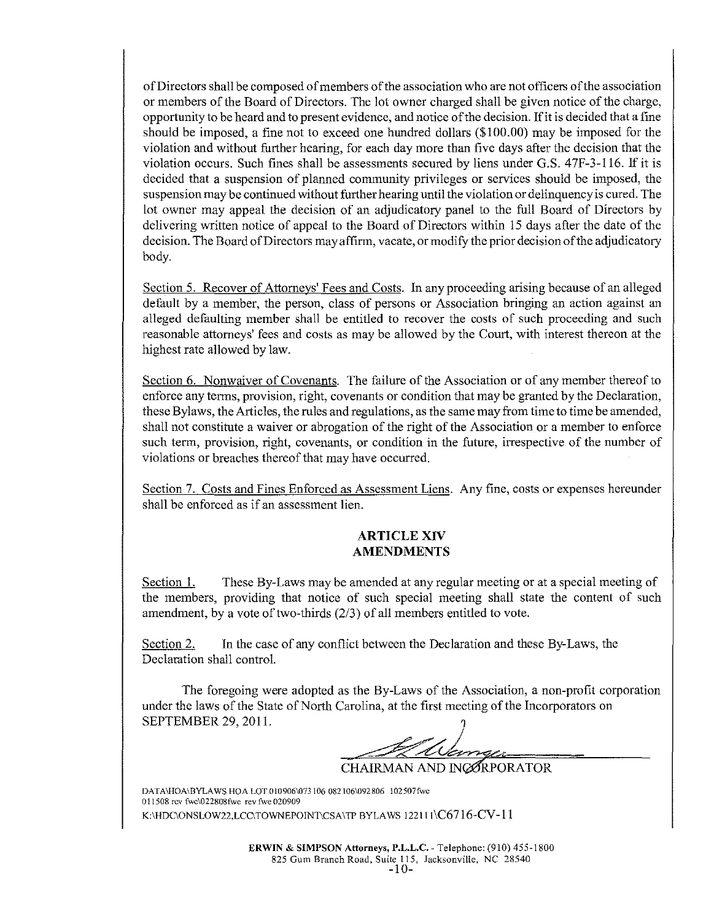of Directors shall be composed of members of the association who are not officers of the association or members of the Board of Directors. The lot owner charged shall be given notice of the charge, opportunity to be heard and to present evidence, and notice of the decision. If it is decided that a fine should be imposed, a fine not to exceed one hundred dollars ($100.00) may be imposed for the violation and without further hearing, for each day more than five days after the decision that the violation occurs. Such fines shall be assessments secured by liens under G.S. 47F-3-116. If it is decided that a suspension of planned community privileges or services should be imposed, the suspension may be continued without further hearing until the violation or delinquency is cured. The lot owner may appeal the decision of an adjudicatory panel to the full Board of Directors by delivering written notice of appeal to the Board of Directors within 15 days after the date of the decision. The Board of Directors may affirm, vacate, or modify the prior decision of the adjudicatory body.

<u>Section 5. Recover of Attorneys' Fees and Costs</u>. In any proceeding arising because of an alleged default by a member, the person, class of persons or Association bringing an action against an alleged defaulting member shall be entitled to recover the costs of such proceeding and such reasonable attorneys' fees and costs as may be allowed by the Court, with interest thereon at the highest rate allowed by law.

<u>Section 6. Nonwaiver of Covenants</u>. The failure of the Association or of any member thereof to enforce any terms, provision, right, covenants or condition that may be granted by the Declaration, these Bylaws, the Articles, the rules and regulations, as the same may from time to time be amended, shall not constitute a waiver or abrogation of the right of the Association or a member to enforce such term, provision, right, covenants, or condition in the future, irrespective of the number of violations or breaches thereof that may have occurred.

<u>Section 7. Costs and Fines Enforced as Assessment Liens</u>. Any fine, costs or expenses hereunder shall be enforced as if an assessment lien.

## ARTICLE XIV
## AMENDMENTS

<u>Section 1.</u> These By-Laws may be amended at any regular meeting or at a special meeting of the members, providing that notice of such special meeting shall state the content of such amendment, by a vote of two-thirds (2/3) of all members entitled to vote.

<u>Section 2.</u> In the case of any conflict between the Declaration and these By-Laws, the Declaration shall control.

The foregoing were adopted as the By-Laws of the Association, a non-profit corporation under the laws of the State of North Carolina, at the first meeting of the Incorporators on SEPTEMBER 29, 2011.

CHAIRMAN AND INCORPORATOR

DATA\HOA\BYLAWS HOA LOT 010906\073106 082106\092806 102507fwc
011508 rev fwc\022808fwc rev fwc 020909
K:\HDC\ONSLOW22,LCC\TOWNEPOINT\CSA\TP BYLAWS 122111\C6716-CV-11

**ERWIN & SIMPSON Attorneys, P.L.L.C.** - Telephone: (910) 455-1800
825 Gum Branch Road, Suite 115, Jacksonville, NC 28540